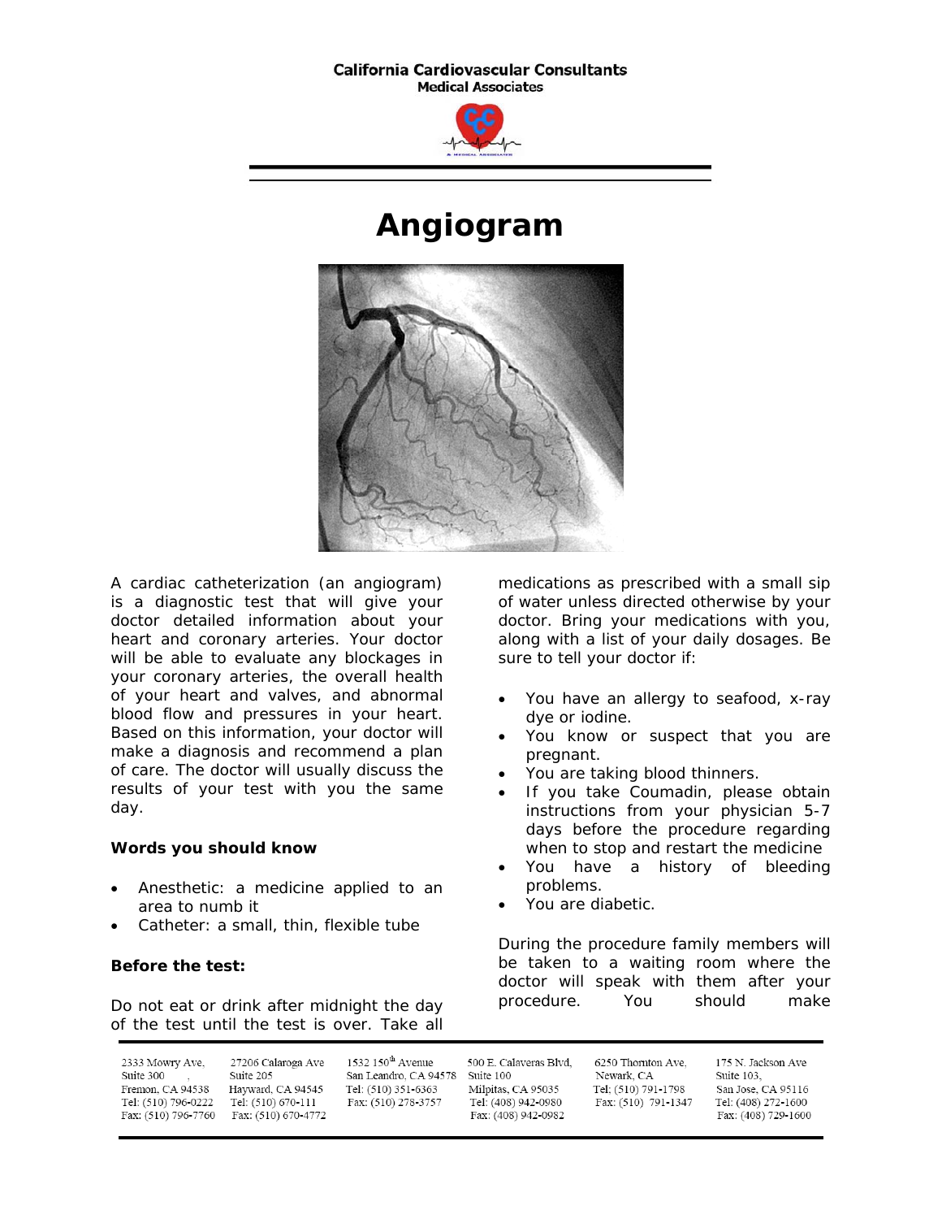California Cardiovascular Consultants
Medical Associates

# Angiogram

A cardiac catheterization (an angiogram) is a diagnostic test that will give your doctor detailed information about your heart and coronary arteries. Your doctor will be able to evaluate any blockages in your coronary arteries, the overall health of your heart and valves, and abnormal blood flow and pressures in your heart. Based on this information, your doctor will make a diagnosis and recommend a plan of care. The doctor will usually discuss the results of your test with you the same day.

**Words you should know**

- Anesthetic: a medicine applied to an area to numb it
- Catheter: a small, thin, flexible tube

**Before the test:**

Do not eat or drink after midnight the day of the test until the test is over. Take all medications as prescribed with a small sip of water unless directed otherwise by your doctor. Bring your medications with you, along with a list of your daily dosages. Be sure to tell your doctor if:

- You have an allergy to seafood, x-ray dye or iodine.
- You know or suspect that you are pregnant.
- You are taking blood thinners.
- If you take Coumadin, please obtain instructions from your physician 5-7 days before the procedure regarding when to stop and restart the medicine
- You have a history of bleeding problems.
- You are diabetic.

During the procedure family members will be taken to a waiting room where the doctor will speak with them after your procedure. You should make

| 2333 Mowry Ave, Suite 300, Fremon, CA 94538, Tel: (510) 796-0222, Fax: (510) 796-7760 | 27206 Calaroga Ave, Suite 205, Hayward, CA 94545, Tel: (510) 670-111, Fax: (510) 670-4772 | 1532 150th Avenue, San Leandro, CA 94578, Tel: (510) 351-6363, Fax: (510) 278-3757 | 500 E. Calaveras Blvd, Suite 100, Milpitas, CA 95035, Tel: (408) 942-0980, Fax: (408) 942-0982 | 6250 Thornton Ave, Newark, CA, Tel: (510) 791-1798, Fax: (510) 791-1347 | 175 N. Jackson Ave, Suite 103, San Jose, CA 95116, Tel: (408) 272-1600, Fax: (408) 729-1600 |
|---|---|---|---|---|---|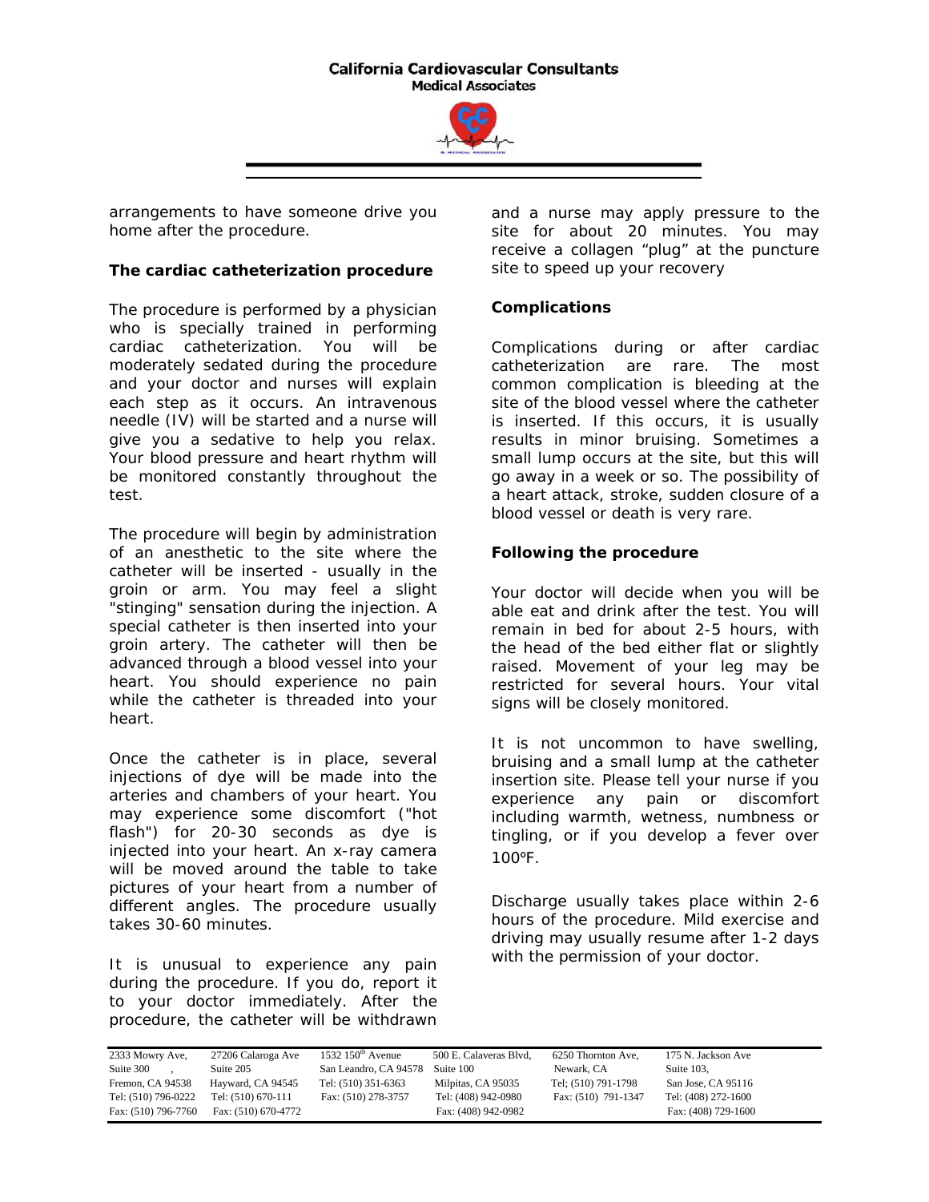arrangements to have someone drive you home after the procedure.

**The cardiac catheterization procedure**

The procedure is performed by a physician who is specially trained in performing cardiac catheterization. You will be moderately sedated during the procedure and your doctor and nurses will explain each step as it occurs. An intravenous needle (IV) will be started and a nurse will give you a sedative to help you relax. Your blood pressure and heart rhythm will be monitored constantly throughout the test.

The procedure will begin by administration of an anesthetic to the site where the catheter will be inserted - usually in the groin or arm. You may feel a slight "stinging" sensation during the injection. A special catheter is then inserted into your groin artery. The catheter will then be advanced through a blood vessel into your heart. You should experience no pain while the catheter is threaded into your heart.

Once the catheter is in place, several injections of dye will be made into the arteries and chambers of your heart. You may experience some discomfort ("hot flash") for 20-30 seconds as dye is injected into your heart. An x-ray camera will be moved around the table to take pictures of your heart from a number of different angles. The procedure usually takes 30-60 minutes.

It is unusual to experience any pain during the procedure. If you do, report it to your doctor immediately. After the procedure, the catheter will be withdrawn and a nurse may apply pressure to the site for about 20 minutes. You may receive a collagen "plug" at the puncture site to speed up your recovery

**Complications**

Complications during or after cardiac catheterization are rare. The most common complication is bleeding at the site of the blood vessel where the catheter is inserted. If this occurs, it is usually results in minor bruising. Sometimes a small lump occurs at the site, but this will go away in a week or so. The possibility of a heart attack, stroke, sudden closure of a blood vessel or death is very rare.

**Following the procedure**

Your doctor will decide when you will be able eat and drink after the test. You will remain in bed for about 2-5 hours, with the head of the bed either flat or slightly raised. Movement of your leg may be restricted for several hours. Your vital signs will be closely monitored.

It is not uncommon to have swelling, bruising and a small lump at the catheter insertion site. Please tell your nurse if you experience any pain or discomfort including warmth, wetness, numbness or tingling, or if you develop a fever over 100ºF.

Discharge usually takes place within 2-6 hours of the procedure. Mild exercise and driving may usually resume after 1-2 days with the permission of your doctor.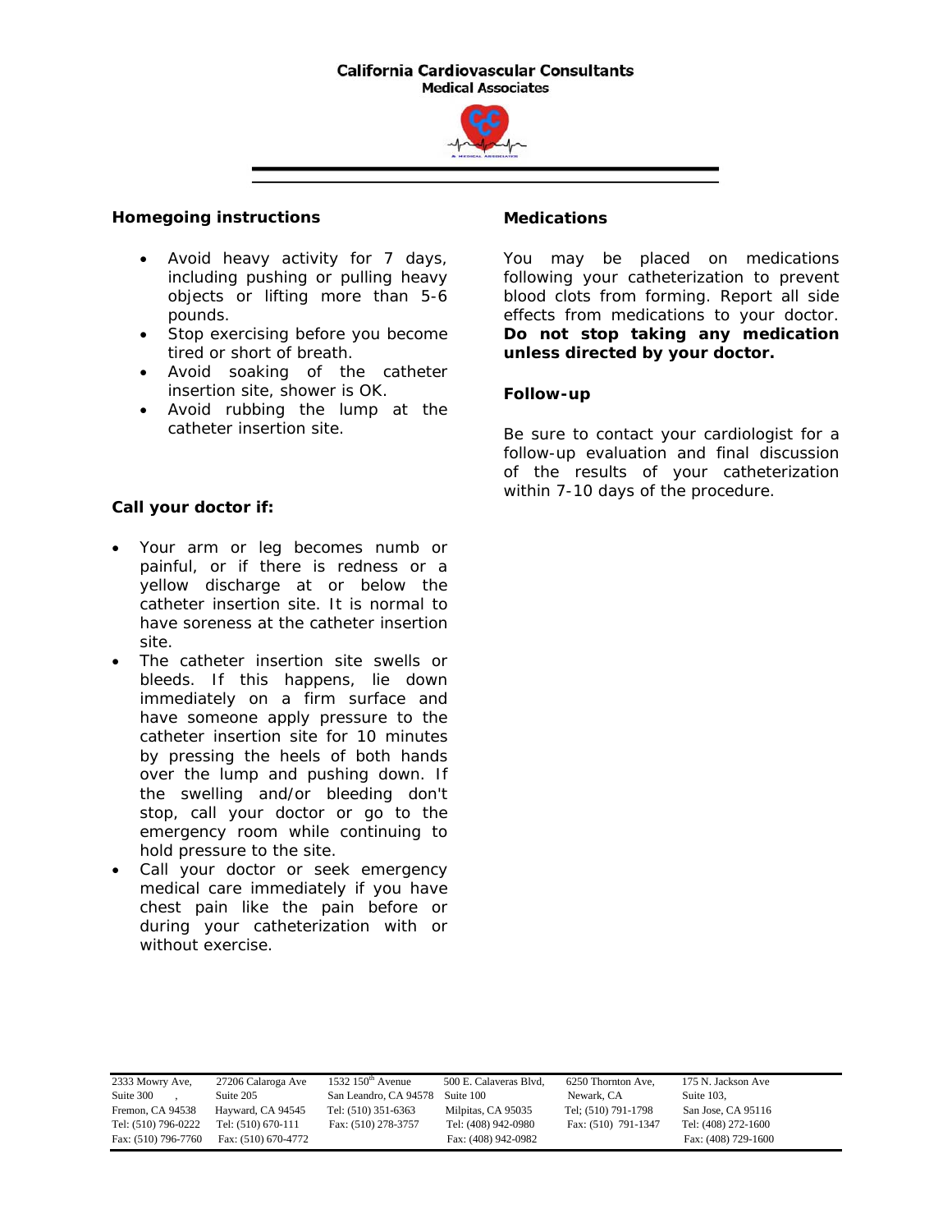**California Cardiovascular Consultants**
**Medical Associates**

### Homegoing instructions

- Avoid heavy activity for 7 days, including pushing or pulling heavy objects or lifting more than 5-6 pounds.
- Stop exercising before you become tired or short of breath.
- Avoid soaking of the catheter insertion site, shower is OK.
- Avoid rubbing the lump at the catheter insertion site.

### Call your doctor if:

- Your arm or leg becomes numb or painful, or if there is redness or a yellow discharge at or below the catheter insertion site. It is normal to have soreness at the catheter insertion site.
- The catheter insertion site swells or bleeds. If this happens, lie down immediately on a firm surface and have someone apply pressure to the catheter insertion site for 10 minutes by pressing the heels of both hands over the lump and pushing down. If the swelling and/or bleeding don't stop, call your doctor or go to the emergency room while continuing to hold pressure to the site.
- Call your doctor or seek emergency medical care immediately if you have chest pain like the pain before or during your catheterization with or without exercise.

### Medications

You may be placed on medications following your catheterization to prevent blood clots from forming. Report all side effects from medications to your doctor. **Do not stop taking any medication unless directed by your doctor.**

### Follow-up

Be sure to contact your cardiologist for a follow-up evaluation and final discussion of the results of your catheterization within 7-10 days of the procedure.

| | | | | | |
|---|---|---|---|---|---|
| 2333 Mowry Ave, Suite 300 , Fremon, CA 94538 Tel: (510) 796-0222 Fax: (510) 796-7760 | 27206 Calaroga Ave Suite 205 Hayward, CA 94545 Tel: (510) 670-111 Fax: (510) 670-4772 | 1532 150th Avenue San Leandro, CA 94578 Tel: (510) 351-6363 Fax: (510) 278-3757 | 500 E. Calaveras Blvd, Suite 100 Milpitas, CA 95035 Tel: (408) 942-0980 Fax: (408) 942-0982 | 6250 Thornton Ave, Newark, CA Tel; (510) 791-1798 Fax: (510) 791-1347 | 175 N. Jackson Ave Suite 103, San Jose, CA 95116 Tel: (408) 272-1600 Fax: (408) 729-1600 |